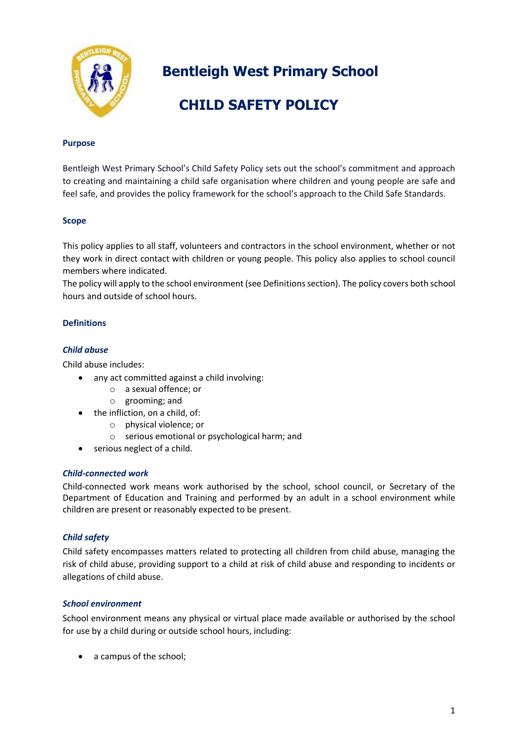# Bentleigh West Primary School

# CHILD SAFETY POLICY

## Purpose

Bentleigh West Primary School's Child Safety Policy sets out the school's commitment and approach to creating and maintaining a child safe organisation where children and young people are safe and feel safe, and provides the policy framework for the school's approach to the Child Safe Standards.

## Scope

This policy applies to all staff, volunteers and contractors in the school environment, whether or not they work in direct contact with children or young people. This policy also applies to school council members where indicated.

The policy will apply to the school environment (see Definitions section). The policy covers both school hours and outside of school hours.

## Definitions

### *Child abuse*

Child abuse includes:

- any act committed against a child involving:
  - a sexual offence; or
  - grooming; and
- the infliction, on a child, of:
  - physical violence; or
  - serious emotional or psychological harm; and
- serious neglect of a child.

### *Child-connected work*

Child-connected work means work authorised by the school, school council, or Secretary of the Department of Education and Training and performed by an adult in a school environment while children are present or reasonably expected to be present.

### *Child safety*

Child safety encompasses matters related to protecting all children from child abuse, managing the risk of child abuse, providing support to a child at risk of child abuse and responding to incidents or allegations of child abuse.

### *School environment*

School environment means any physical or virtual place made available or authorised by the school for use by a child during or outside school hours, including:

- a campus of the school;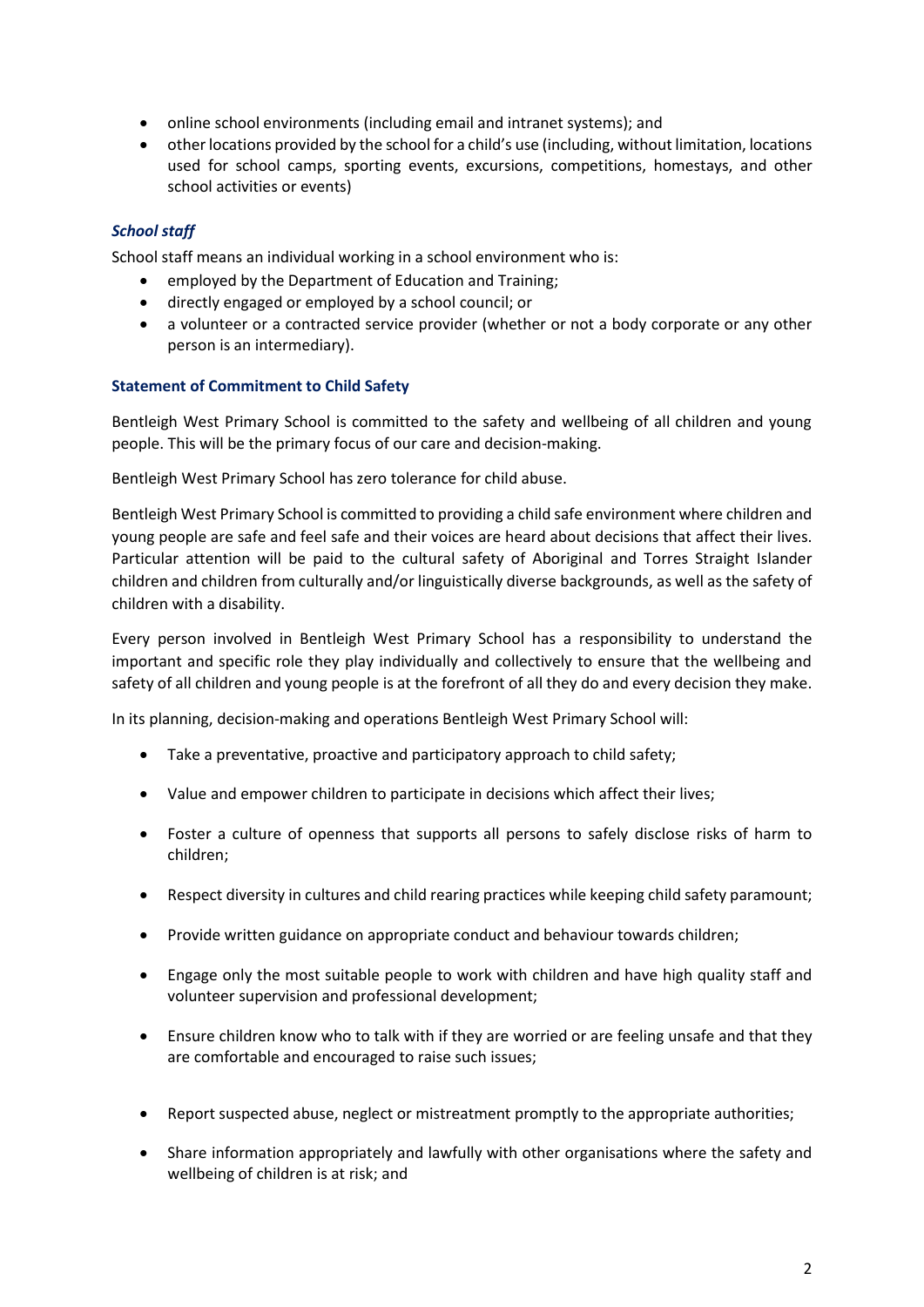- online school environments (including email and intranet systems); and
- other locations provided by the school for a child's use (including, without limitation, locations used for school camps, sporting events, excursions, competitions, homestays, and other school activities or events)

### *School staff*

School staff means an individual working in a school environment who is:

- employed by the Department of Education and Training;
- directly engaged or employed by a school council; or
- a volunteer or a contracted service provider (whether or not a body corporate or any other person is an intermediary).

### Statement of Commitment to Child Safety

Bentleigh West Primary School is committed to the safety and wellbeing of all children and young people. This will be the primary focus of our care and decision-making.

Bentleigh West Primary School has zero tolerance for child abuse.

Bentleigh West Primary School is committed to providing a child safe environment where children and young people are safe and feel safe and their voices are heard about decisions that affect their lives. Particular attention will be paid to the cultural safety of Aboriginal and Torres Straight Islander children and children from culturally and/or linguistically diverse backgrounds, as well as the safety of children with a disability.

Every person involved in Bentleigh West Primary School has a responsibility to understand the important and specific role they play individually and collectively to ensure that the wellbeing and safety of all children and young people is at the forefront of all they do and every decision they make.

In its planning, decision-making and operations Bentleigh West Primary School will:

- Take a preventative, proactive and participatory approach to child safety;
- Value and empower children to participate in decisions which affect their lives;
- Foster a culture of openness that supports all persons to safely disclose risks of harm to children;
- Respect diversity in cultures and child rearing practices while keeping child safety paramount;
- Provide written guidance on appropriate conduct and behaviour towards children;
- Engage only the most suitable people to work with children and have high quality staff and volunteer supervision and professional development;
- Ensure children know who to talk with if they are worried or are feeling unsafe and that they are comfortable and encouraged to raise such issues;
- Report suspected abuse, neglect or mistreatment promptly to the appropriate authorities;
- Share information appropriately and lawfully with other organisations where the safety and wellbeing of children is at risk; and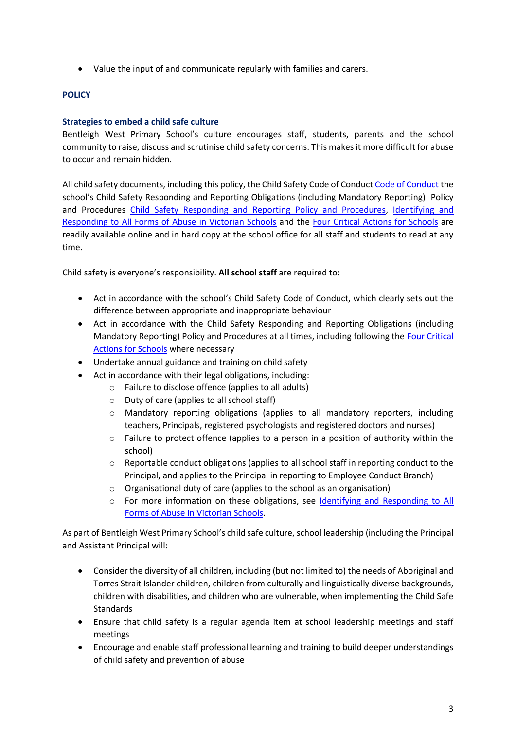- Value the input of and communicate regularly with families and carers.

## POLICY

### Strategies to embed a child safe culture

Bentleigh West Primary School's culture encourages staff, students, parents and the school community to raise, discuss and scrutinise child safety concerns. This makes it more difficult for abuse to occur and remain hidden.

All child safety documents, including this policy, the Child Safety Code of Conduct Code of Conduct the school's Child Safety Responding and Reporting Obligations (including Mandatory Reporting) Policy and Procedures Child Safety Responding and Reporting Policy and Procedures, Identifying and Responding to All Forms of Abuse in Victorian Schools and the Four Critical Actions for Schools are readily available online and in hard copy at the school office for all staff and students to read at any time.

Child safety is everyone's responsibility. **All school staff** are required to:

- Act in accordance with the school's Child Safety Code of Conduct, which clearly sets out the difference between appropriate and inappropriate behaviour
- Act in accordance with the Child Safety Responding and Reporting Obligations (including Mandatory Reporting) Policy and Procedures at all times, including following the Four Critical Actions for Schools where necessary
- Undertake annual guidance and training on child safety
- Act in accordance with their legal obligations, including:
  - Failure to disclose offence (applies to all adults)
  - Duty of care (applies to all school staff)
  - Mandatory reporting obligations (applies to all mandatory reporters, including teachers, Principals, registered psychologists and registered doctors and nurses)
  - Failure to protect offence (applies to a person in a position of authority within the school)
  - Reportable conduct obligations (applies to all school staff in reporting conduct to the Principal, and applies to the Principal in reporting to Employee Conduct Branch)
  - Organisational duty of care (applies to the school as an organisation)
  - For more information on these obligations, see Identifying and Responding to All Forms of Abuse in Victorian Schools.

As part of Bentleigh West Primary School's child safe culture, school leadership (including the Principal and Assistant Principal will:

- Consider the diversity of all children, including (but not limited to) the needs of Aboriginal and Torres Strait Islander children, children from culturally and linguistically diverse backgrounds, children with disabilities, and children who are vulnerable, when implementing the Child Safe Standards
- Ensure that child safety is a regular agenda item at school leadership meetings and staff meetings
- Encourage and enable staff professional learning and training to build deeper understandings of child safety and prevention of abuse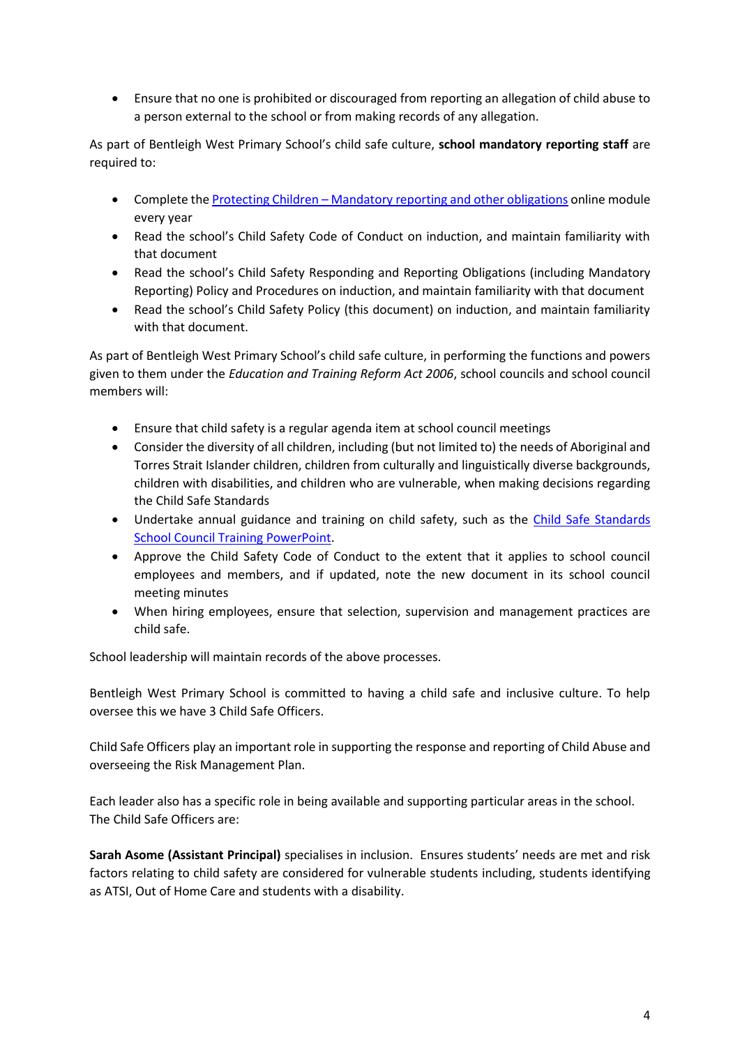- Ensure that no one is prohibited or discouraged from reporting an allegation of child abuse to a person external to the school or from making records of any allegation.

As part of Bentleigh West Primary School's child safe culture, **school mandatory reporting staff** are required to:

- Complete the [Protecting Children – Mandatory reporting and other obligations]() online module every year
- Read the school's Child Safety Code of Conduct on induction, and maintain familiarity with that document
- Read the school's Child Safety Responding and Reporting Obligations (including Mandatory Reporting) Policy and Procedures on induction, and maintain familiarity with that document
- Read the school's Child Safety Policy (this document) on induction, and maintain familiarity with that document.

As part of Bentleigh West Primary School's child safe culture, in performing the functions and powers given to them under the *Education and Training Reform Act 2006*, school councils and school council members will:

- Ensure that child safety is a regular agenda item at school council meetings
- Consider the diversity of all children, including (but not limited to) the needs of Aboriginal and Torres Strait Islander children, children from culturally and linguistically diverse backgrounds, children with disabilities, and children who are vulnerable, when making decisions regarding the Child Safe Standards
- Undertake annual guidance and training on child safety, such as the [Child Safe Standards School Council Training PowerPoint]().
- Approve the Child Safety Code of Conduct to the extent that it applies to school council employees and members, and if updated, note the new document in its school council meeting minutes
- When hiring employees, ensure that selection, supervision and management practices are child safe.

School leadership will maintain records of the above processes.

Bentleigh West Primary School is committed to having a child safe and inclusive culture. To help oversee this we have 3 Child Safe Officers.

Child Safe Officers play an important role in supporting the response and reporting of Child Abuse and overseeing the Risk Management Plan.

Each leader also has a specific role in being available and supporting particular areas in the school. The Child Safe Officers are:

**Sarah Asome (Assistant Principal)** specialises in inclusion. Ensures students' needs are met and risk factors relating to child safety are considered for vulnerable students including, students identifying as ATSI, Out of Home Care and students with a disability.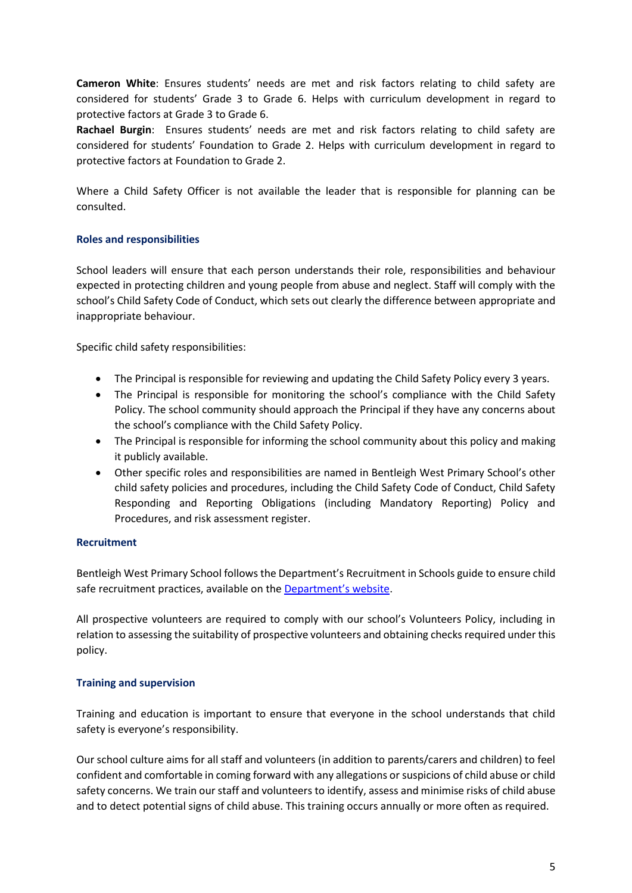**Cameron White**: Ensures students' needs are met and risk factors relating to child safety are considered for students' Grade 3 to Grade 6. Helps with curriculum development in regard to protective factors at Grade 3 to Grade 6.
**Rachael Burgin**: Ensures students' needs are met and risk factors relating to child safety are considered for students' Foundation to Grade 2. Helps with curriculum development in regard to protective factors at Foundation to Grade 2.

Where a Child Safety Officer is not available the leader that is responsible for planning can be consulted.

### Roles and responsibilities

School leaders will ensure that each person understands their role, responsibilities and behaviour expected in protecting children and young people from abuse and neglect. Staff will comply with the school's Child Safety Code of Conduct, which sets out clearly the difference between appropriate and inappropriate behaviour.

Specific child safety responsibilities:

- The Principal is responsible for reviewing and updating the Child Safety Policy every 3 years.
- The Principal is responsible for monitoring the school's compliance with the Child Safety Policy. The school community should approach the Principal if they have any concerns about the school's compliance with the Child Safety Policy.
- The Principal is responsible for informing the school community about this policy and making it publicly available.
- Other specific roles and responsibilities are named in Bentleigh West Primary School's other child safety policies and procedures, including the Child Safety Code of Conduct, Child Safety Responding and Reporting Obligations (including Mandatory Reporting) Policy and Procedures, and risk assessment register.

### Recruitment

Bentleigh West Primary School follows the Department's Recruitment in Schools guide to ensure child safe recruitment practices, available on the Department's website.

All prospective volunteers are required to comply with our school's Volunteers Policy, including in relation to assessing the suitability of prospective volunteers and obtaining checks required under this policy.

### Training and supervision

Training and education is important to ensure that everyone in the school understands that child safety is everyone's responsibility.

Our school culture aims for all staff and volunteers (in addition to parents/carers and children) to feel confident and comfortable in coming forward with any allegations or suspicions of child abuse or child safety concerns. We train our staff and volunteers to identify, assess and minimise risks of child abuse and to detect potential signs of child abuse. This training occurs annually or more often as required.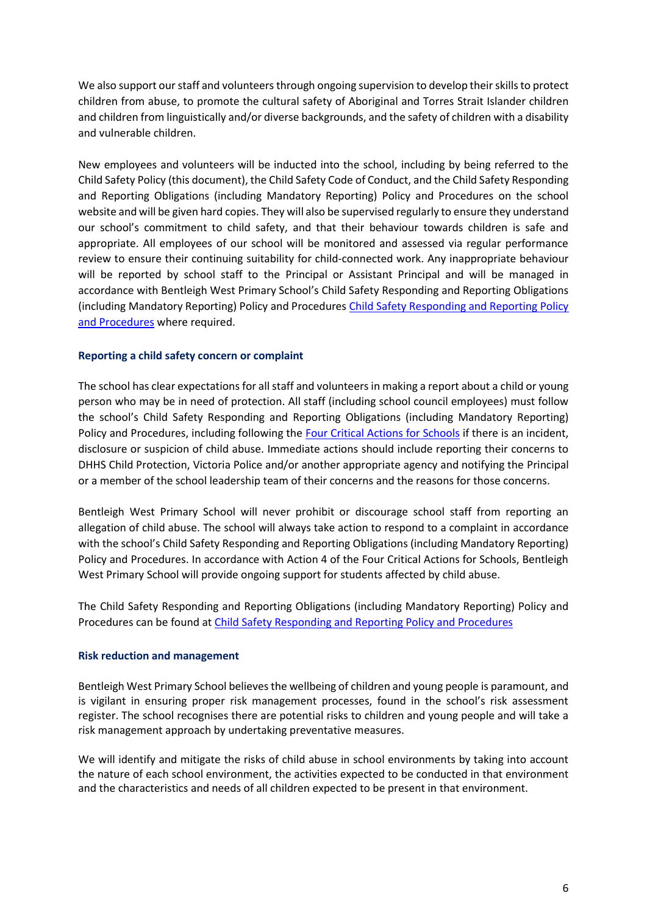We also support our staff and volunteers through ongoing supervision to develop their skills to protect children from abuse, to promote the cultural safety of Aboriginal and Torres Strait Islander children and children from linguistically and/or diverse backgrounds, and the safety of children with a disability and vulnerable children.

New employees and volunteers will be inducted into the school, including by being referred to the Child Safety Policy (this document), the Child Safety Code of Conduct, and the Child Safety Responding and Reporting Obligations (including Mandatory Reporting) Policy and Procedures on the school website and will be given hard copies. They will also be supervised regularly to ensure they understand our school's commitment to child safety, and that their behaviour towards children is safe and appropriate. All employees of our school will be monitored and assessed via regular performance review to ensure their continuing suitability for child-connected work. Any inappropriate behaviour will be reported by school staff to the Principal or Assistant Principal and will be managed in accordance with Bentleigh West Primary School's Child Safety Responding and Reporting Obligations (including Mandatory Reporting) Policy and Procedures Child Safety Responding and Reporting Policy and Procedures where required.

#### Reporting a child safety concern or complaint

The school has clear expectations for all staff and volunteers in making a report about a child or young person who may be in need of protection. All staff (including school council employees) must follow the school's Child Safety Responding and Reporting Obligations (including Mandatory Reporting) Policy and Procedures, including following the Four Critical Actions for Schools if there is an incident, disclosure or suspicion of child abuse. Immediate actions should include reporting their concerns to DHHS Child Protection, Victoria Police and/or another appropriate agency and notifying the Principal or a member of the school leadership team of their concerns and the reasons for those concerns.

Bentleigh West Primary School will never prohibit or discourage school staff from reporting an allegation of child abuse. The school will always take action to respond to a complaint in accordance with the school's Child Safety Responding and Reporting Obligations (including Mandatory Reporting) Policy and Procedures. In accordance with Action 4 of the Four Critical Actions for Schools, Bentleigh West Primary School will provide ongoing support for students affected by child abuse.

The Child Safety Responding and Reporting Obligations (including Mandatory Reporting) Policy and Procedures can be found at Child Safety Responding and Reporting Policy and Procedures

#### Risk reduction and management

Bentleigh West Primary School believes the wellbeing of children and young people is paramount, and is vigilant in ensuring proper risk management processes, found in the school's risk assessment register. The school recognises there are potential risks to children and young people and will take a risk management approach by undertaking preventative measures.

We will identify and mitigate the risks of child abuse in school environments by taking into account the nature of each school environment, the activities expected to be conducted in that environment and the characteristics and needs of all children expected to be present in that environment.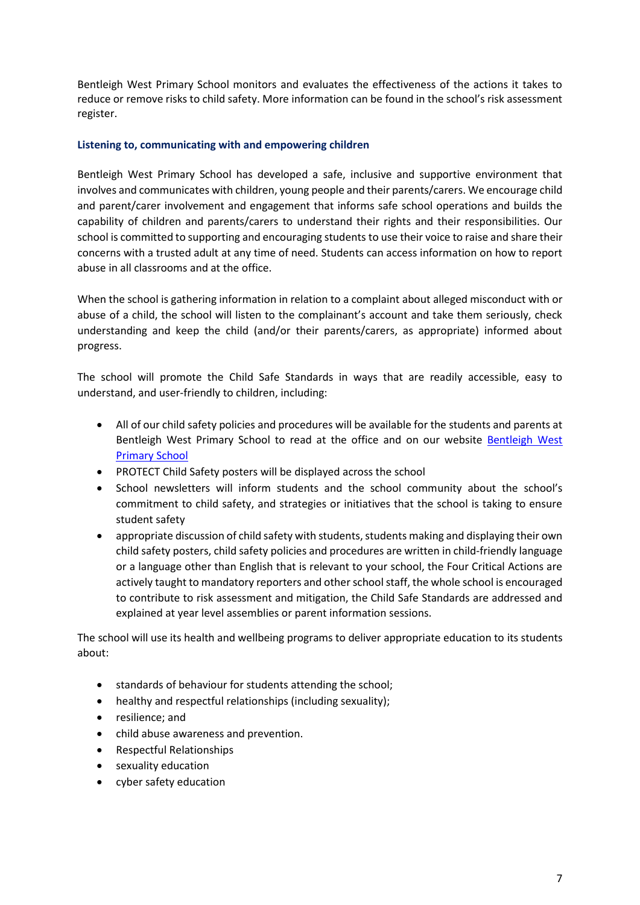Bentleigh West Primary School monitors and evaluates the effectiveness of the actions it takes to reduce or remove risks to child safety. More information can be found in the school's risk assessment register.

### Listening to, communicating with and empowering children

Bentleigh West Primary School has developed a safe, inclusive and supportive environment that involves and communicates with children, young people and their parents/carers. We encourage child and parent/carer involvement and engagement that informs safe school operations and builds the capability of children and parents/carers to understand their rights and their responsibilities. Our school is committed to supporting and encouraging students to use their voice to raise and share their concerns with a trusted adult at any time of need. Students can access information on how to report abuse in all classrooms and at the office.

When the school is gathering information in relation to a complaint about alleged misconduct with or abuse of a child, the school will listen to the complainant's account and take them seriously, check understanding and keep the child (and/or their parents/carers, as appropriate) informed about progress.

The school will promote the Child Safe Standards in ways that are readily accessible, easy to understand, and user-friendly to children, including:

- All of our child safety policies and procedures will be available for the students and parents at Bentleigh West Primary School to read at the office and on our website [Bentleigh West Primary School]()
- PROTECT Child Safety posters will be displayed across the school
- School newsletters will inform students and the school community about the school's commitment to child safety, and strategies or initiatives that the school is taking to ensure student safety
- appropriate discussion of child safety with students, students making and displaying their own child safety posters, child safety policies and procedures are written in child-friendly language or a language other than English that is relevant to your school, the Four Critical Actions are actively taught to mandatory reporters and other school staff, the whole school is encouraged to contribute to risk assessment and mitigation, the Child Safe Standards are addressed and explained at year level assemblies or parent information sessions.

The school will use its health and wellbeing programs to deliver appropriate education to its students about:

- standards of behaviour for students attending the school;
- healthy and respectful relationships (including sexuality);
- resilience; and
- child abuse awareness and prevention.
- Respectful Relationships
- sexuality education
- cyber safety education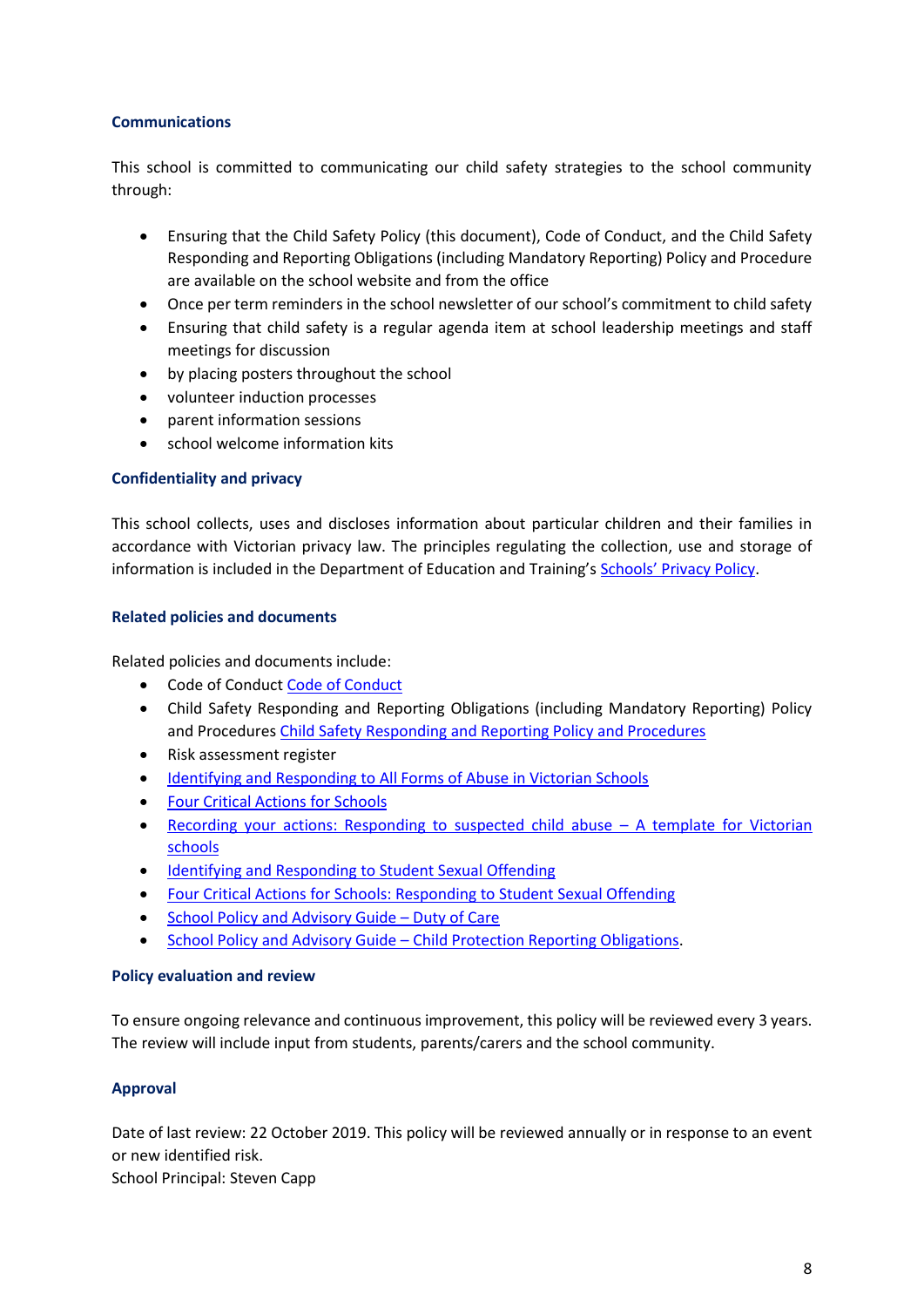### Communications

This school is committed to communicating our child safety strategies to the school community through:

- Ensuring that the Child Safety Policy (this document), Code of Conduct, and the Child Safety Responding and Reporting Obligations (including Mandatory Reporting) Policy and Procedure are available on the school website and from the office
- Once per term reminders in the school newsletter of our school's commitment to child safety
- Ensuring that child safety is a regular agenda item at school leadership meetings and staff meetings for discussion
- by placing posters throughout the school
- volunteer induction processes
- parent information sessions
- school welcome information kits

### Confidentiality and privacy

This school collects, uses and discloses information about particular children and their families in accordance with Victorian privacy law. The principles regulating the collection, use and storage of information is included in the Department of Education and Training's Schools' Privacy Policy.

### Related policies and documents

Related policies and documents include:

- Code of Conduct Code of Conduct
- Child Safety Responding and Reporting Obligations (including Mandatory Reporting) Policy and Procedures Child Safety Responding and Reporting Policy and Procedures
- Risk assessment register
- Identifying and Responding to All Forms of Abuse in Victorian Schools
- Four Critical Actions for Schools
- Recording your actions: Responding to suspected child abuse – A template for Victorian schools
- Identifying and Responding to Student Sexual Offending
- Four Critical Actions for Schools: Responding to Student Sexual Offending
- School Policy and Advisory Guide – Duty of Care
- School Policy and Advisory Guide – Child Protection Reporting Obligations.

### Policy evaluation and review

To ensure ongoing relevance and continuous improvement, this policy will be reviewed every 3 years. The review will include input from students, parents/carers and the school community.

### Approval

Date of last review: 22 October 2019. This policy will be reviewed annually or in response to an event or new identified risk.
School Principal: Steven Capp